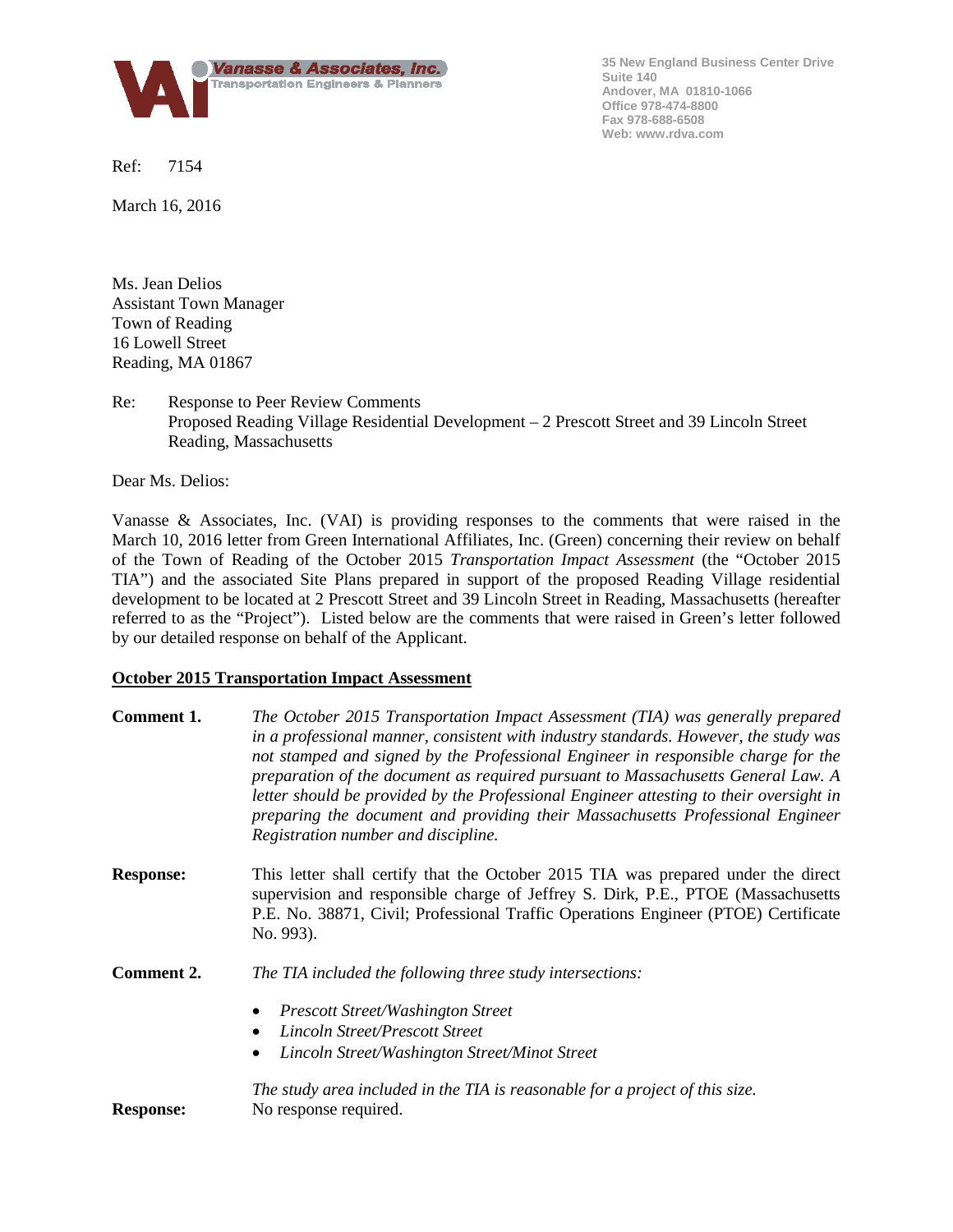Vanasse & Associates, Inc.
Transportation Engineers & Planners

35 New England Business Center Drive
Suite 140
Andover, MA 01810-1066
Office 978-474-8800
Fax 978-688-6508
Web: www.rdva.com

Ref: 7154

March 16, 2016

Ms. Jean Delios
Assistant Town Manager
Town of Reading
16 Lowell Street
Reading, MA 01867

Re: Response to Peer Review Comments
Proposed Reading Village Residential Development – 2 Prescott Street and 39 Lincoln Street
Reading, Massachusetts

Dear Ms. Delios:

Vanasse & Associates, Inc. (VAI) is providing responses to the comments that were raised in the March 10, 2016 letter from Green International Affiliates, Inc. (Green) concerning their review on behalf of the Town of Reading of the October 2015 *Transportation Impact Assessment* (the "October 2015 TIA") and the associated Site Plans prepared in support of the proposed Reading Village residential development to be located at 2 Prescott Street and 39 Lincoln Street in Reading, Massachusetts (hereafter referred to as the "Project"). Listed below are the comments that were raised in Green's letter followed by our detailed response on behalf of the Applicant.

**October 2015 Transportation Impact Assessment**

**Comment 1.** *The October 2015 Transportation Impact Assessment (TIA) was generally prepared in a professional manner, consistent with industry standards. However, the study was not stamped and signed by the Professional Engineer in responsible charge for the preparation of the document as required pursuant to Massachusetts General Law. A letter should be provided by the Professional Engineer attesting to their oversight in preparing the document and providing their Massachusetts Professional Engineer Registration number and discipline.*

**Response:** This letter shall certify that the October 2015 TIA was prepared under the direct supervision and responsible charge of Jeffrey S. Dirk, P.E., PTOE (Massachusetts P.E. No. 38871, Civil; Professional Traffic Operations Engineer (PTOE) Certificate No. 993).

**Comment 2.** *The TIA included the following three study intersections:*

- *Prescott Street/Washington Street*
- *Lincoln Street/Prescott Street*
- *Lincoln Street/Washington Street/Minot Street*

*The study area included in the TIA is reasonable for a project of this size.*

**Response:** No response required.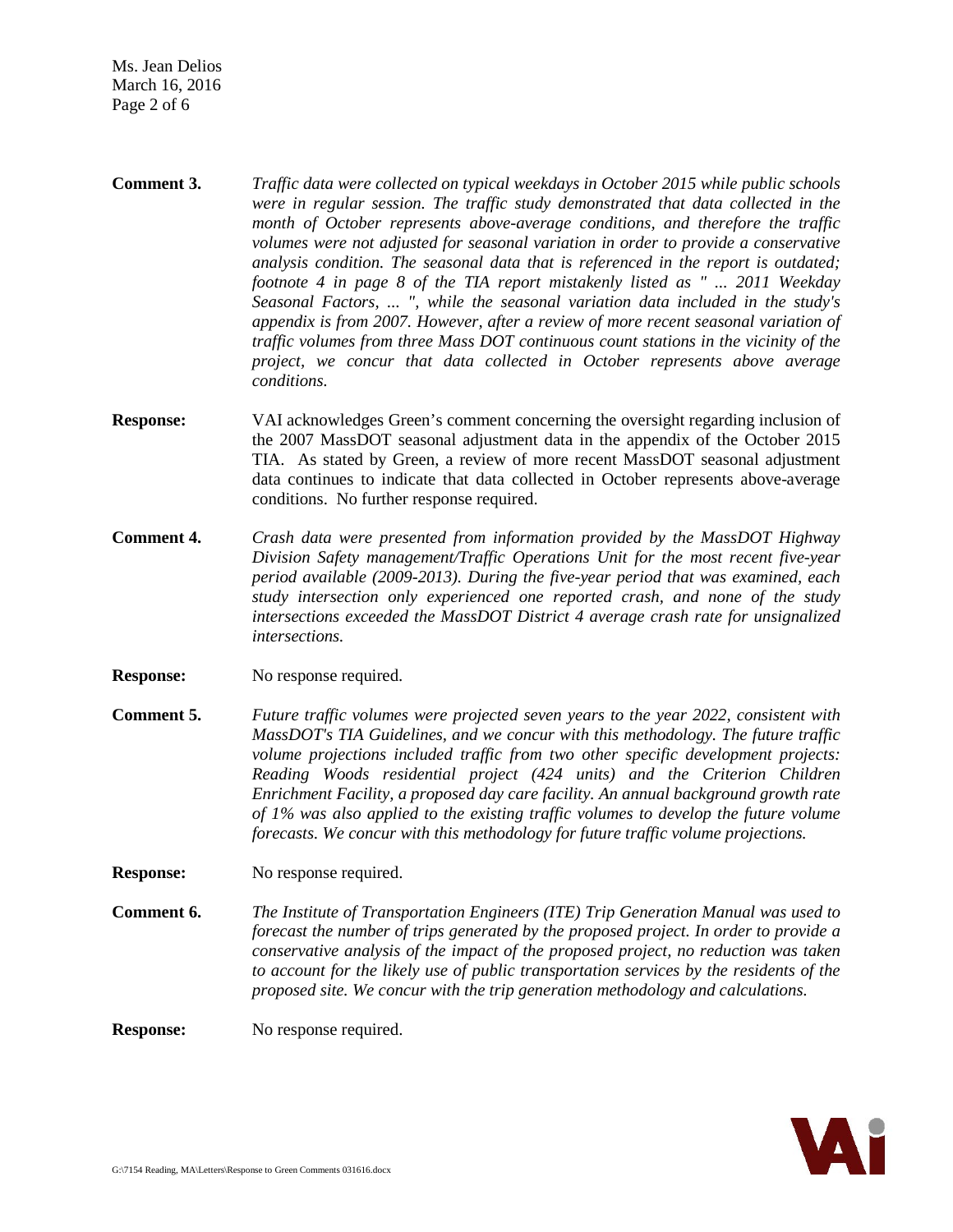**Comment 3.** *Traffic data were collected on typical weekdays in October 2015 while public schools were in regular session. The traffic study demonstrated that data collected in the month of October represents above-average conditions, and therefore the traffic volumes were not adjusted for seasonal variation in order to provide a conservative analysis condition. The seasonal data that is referenced in the report is outdated; footnote 4 in page 8 of the TIA report mistakenly listed as " ... 2011 Weekday Seasonal Factors, ... ", while the seasonal variation data included in the study's appendix is from 2007. However, after a review of more recent seasonal variation of traffic volumes from three Mass DOT continuous count stations in the vicinity of the project, we concur that data collected in October represents above average conditions.*

**Response:** VAI acknowledges Green's comment concerning the oversight regarding inclusion of the 2007 MassDOT seasonal adjustment data in the appendix of the October 2015 TIA. As stated by Green, a review of more recent MassDOT seasonal adjustment data continues to indicate that data collected in October represents above-average conditions. No further response required.

**Comment 4.** *Crash data were presented from information provided by the MassDOT Highway Division Safety management/Traffic Operations Unit for the most recent five-year period available (2009-2013). During the five-year period that was examined, each study intersection only experienced one reported crash, and none of the study intersections exceeded the MassDOT District 4 average crash rate for unsignalized intersections.*

**Response:** No response required.

**Comment 5.** *Future traffic volumes were projected seven years to the year 2022, consistent with MassDOT's TIA Guidelines, and we concur with this methodology. The future traffic volume projections included traffic from two other specific development projects: Reading Woods residential project (424 units) and the Criterion Children Enrichment Facility, a proposed day care facility. An annual background growth rate of 1% was also applied to the existing traffic volumes to develop the future volume forecasts. We concur with this methodology for future traffic volume projections.*

**Response:** No response required.

**Comment 6.** *The Institute of Transportation Engineers (ITE) Trip Generation Manual was used to forecast the number of trips generated by the proposed project. In order to provide a conservative analysis of the impact of the proposed project, no reduction was taken to account for the likely use of public transportation services by the residents of the proposed site. We concur with the trip generation methodology and calculations.*

**Response:** No response required.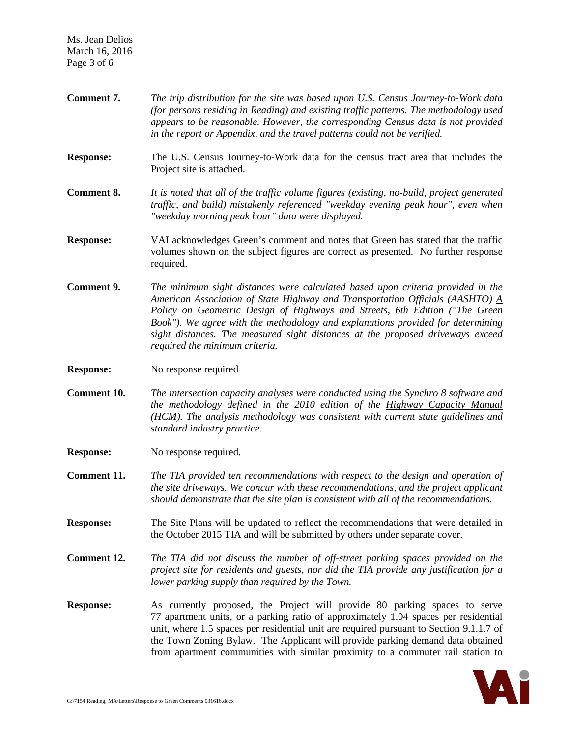**Comment 7.** *The trip distribution for the site was based upon U.S. Census Journey-to-Work data (for persons residing in Reading) and existing traffic patterns. The methodology used appears to be reasonable. However, the corresponding Census data is not provided in the report or Appendix, and the travel patterns could not be verified.*

**Response:** The U.S. Census Journey-to-Work data for the census tract area that includes the Project site is attached.

**Comment 8.** *It is noted that all of the traffic volume figures (existing, no-build, project generated traffic, and build) mistakenly referenced "weekday evening peak hour", even when "weekday morning peak hour" data were displayed.*

**Response:** VAI acknowledges Green's comment and notes that Green has stated that the traffic volumes shown on the subject figures are correct as presented. No further response required.

**Comment 9.** *The minimum sight distances were calculated based upon criteria provided in the American Association of State Highway and Transportation Officials (AASHTO) A Policy on Geometric Design of Highways and Streets, 6th Edition ("The Green Book"). We agree with the methodology and explanations provided for determining sight distances. The measured sight distances at the proposed driveways exceed required the minimum criteria.*

**Response:** No response required

**Comment 10.** *The intersection capacity analyses were conducted using the Synchro 8 software and the methodology defined in the 2010 edition of the Highway Capacity Manual (HCM). The analysis methodology was consistent with current state guidelines and standard industry practice.*

**Response:** No response required.

**Comment 11.** *The TIA provided ten recommendations with respect to the design and operation of the site driveways. We concur with these recommendations, and the project applicant should demonstrate that the site plan is consistent with all of the recommendations.*

**Response:** The Site Plans will be updated to reflect the recommendations that were detailed in the October 2015 TIA and will be submitted by others under separate cover.

**Comment 12.** *The TIA did not discuss the number of off-street parking spaces provided on the project site for residents and guests, nor did the TIA provide any justification for a lower parking supply than required by the Town.*

**Response:** As currently proposed, the Project will provide 80 parking spaces to serve 77 apartment units, or a parking ratio of approximately 1.04 spaces per residential unit, where 1.5 spaces per residential unit are required pursuant to Section 9.1.1.7 of the Town Zoning Bylaw. The Applicant will provide parking demand data obtained from apartment communities with similar proximity to a commuter rail station to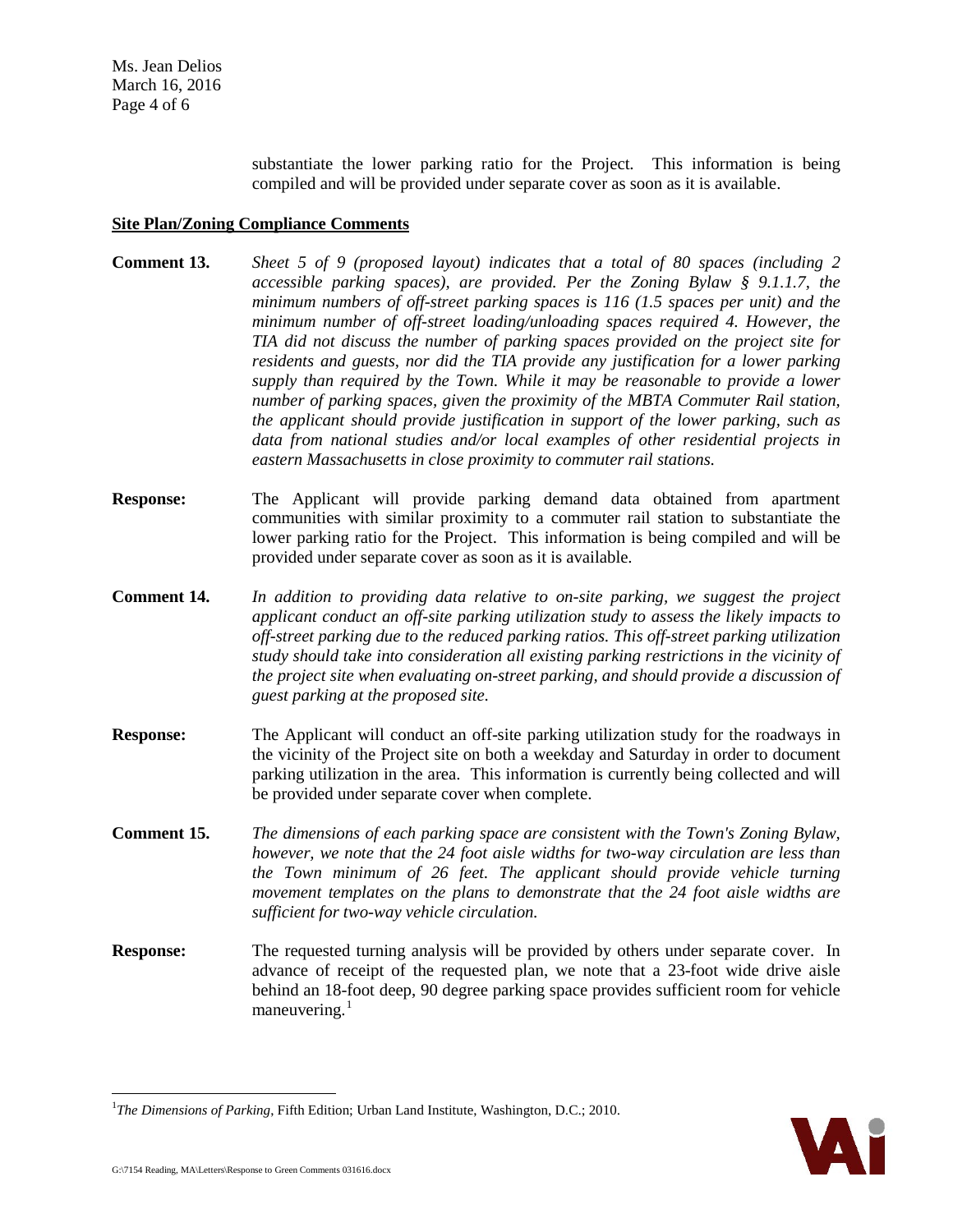substantiate the lower parking ratio for the Project. This information is being compiled and will be provided under separate cover as soon as it is available.

**Site Plan/Zoning Compliance Comments**

**Comment 13.** *Sheet 5 of 9 (proposed layout) indicates that a total of 80 spaces (including 2 accessible parking spaces), are provided. Per the Zoning Bylaw § 9.1.1.7, the minimum numbers of off-street parking spaces is 116 (1.5 spaces per unit) and the minimum number of off-street loading/unloading spaces required 4. However, the TIA did not discuss the number of parking spaces provided on the project site for residents and guests, nor did the TIA provide any justification for a lower parking supply than required by the Town. While it may be reasonable to provide a lower number of parking spaces, given the proximity of the MBTA Commuter Rail station, the applicant should provide justification in support of the lower parking, such as data from national studies and/or local examples of other residential projects in eastern Massachusetts in close proximity to commuter rail stations.*

**Response:** The Applicant will provide parking demand data obtained from apartment communities with similar proximity to a commuter rail station to substantiate the lower parking ratio for the Project. This information is being compiled and will be provided under separate cover as soon as it is available.

**Comment 14.** *In addition to providing data relative to on-site parking, we suggest the project applicant conduct an off-site parking utilization study to assess the likely impacts to off-street parking due to the reduced parking ratios. This off-street parking utilization study should take into consideration all existing parking restrictions in the vicinity of the project site when evaluating on-street parking, and should provide a discussion of guest parking at the proposed site.*

**Response:** The Applicant will conduct an off-site parking utilization study for the roadways in the vicinity of the Project site on both a weekday and Saturday in order to document parking utilization in the area. This information is currently being collected and will be provided under separate cover when complete.

**Comment 15.** *The dimensions of each parking space are consistent with the Town's Zoning Bylaw, however, we note that the 24 foot aisle widths for two-way circulation are less than the Town minimum of 26 feet. The applicant should provide vehicle turning movement templates on the plans to demonstrate that the 24 foot aisle widths are sufficient for two-way vehicle circulation.*

**Response:** The requested turning analysis will be provided by others under separate cover. In advance of receipt of the requested plan, we note that a 23-foot wide drive aisle behind an 18-foot deep, 90 degree parking space provides sufficient room for vehicle maneuvering.[1]

[1] *The Dimensions of Parking*, Fifth Edition; Urban Land Institute, Washington, D.C.; 2010.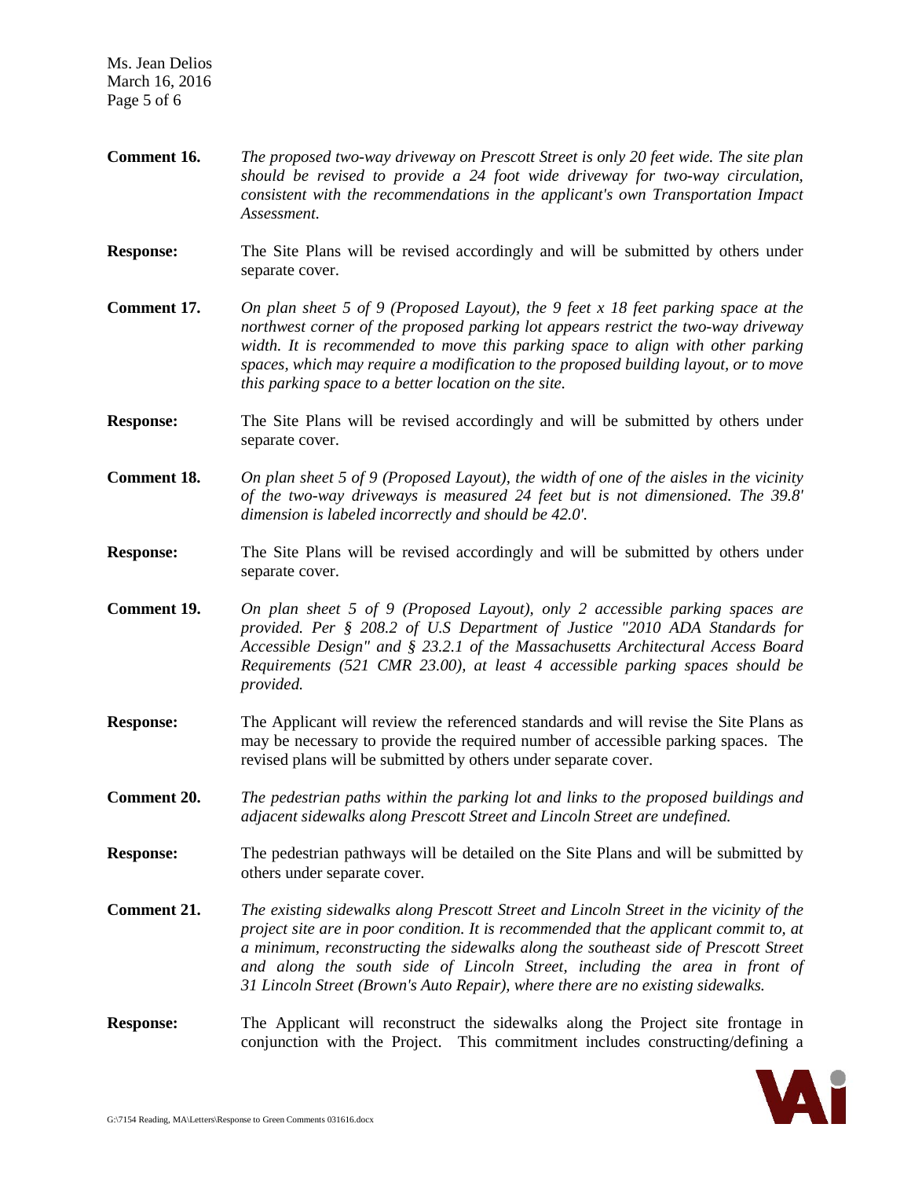**Comment 16.** *The proposed two-way driveway on Prescott Street is only 20 feet wide. The site plan should be revised to provide a 24 foot wide driveway for two-way circulation, consistent with the recommendations in the applicant's own Transportation Impact Assessment.*

**Response:** The Site Plans will be revised accordingly and will be submitted by others under separate cover.

**Comment 17.** *On plan sheet 5 of 9 (Proposed Layout), the 9 feet x 18 feet parking space at the northwest corner of the proposed parking lot appears restrict the two-way driveway width. It is recommended to move this parking space to align with other parking spaces, which may require a modification to the proposed building layout, or to move this parking space to a better location on the site.*

**Response:** The Site Plans will be revised accordingly and will be submitted by others under separate cover.

**Comment 18.** *On plan sheet 5 of 9 (Proposed Layout), the width of one of the aisles in the vicinity of the two-way driveways is measured 24 feet but is not dimensioned. The 39.8' dimension is labeled incorrectly and should be 42.0'.*

**Response:** The Site Plans will be revised accordingly and will be submitted by others under separate cover.

**Comment 19.** *On plan sheet 5 of 9 (Proposed Layout), only 2 accessible parking spaces are provided. Per § 208.2 of U.S Department of Justice "2010 ADA Standards for Accessible Design" and § 23.2.1 of the Massachusetts Architectural Access Board Requirements (521 CMR 23.00), at least 4 accessible parking spaces should be provided.*

**Response:** The Applicant will review the referenced standards and will revise the Site Plans as may be necessary to provide the required number of accessible parking spaces. The revised plans will be submitted by others under separate cover.

**Comment 20.** *The pedestrian paths within the parking lot and links to the proposed buildings and adjacent sidewalks along Prescott Street and Lincoln Street are undefined.*

**Response:** The pedestrian pathways will be detailed on the Site Plans and will be submitted by others under separate cover.

**Comment 21.** *The existing sidewalks along Prescott Street and Lincoln Street in the vicinity of the project site are in poor condition. It is recommended that the applicant commit to, at a minimum, reconstructing the sidewalks along the southeast side of Prescott Street and along the south side of Lincoln Street, including the area in front of 31 Lincoln Street (Brown's Auto Repair), where there are no existing sidewalks.*

**Response:** The Applicant will reconstruct the sidewalks along the Project site frontage in conjunction with the Project. This commitment includes constructing/defining a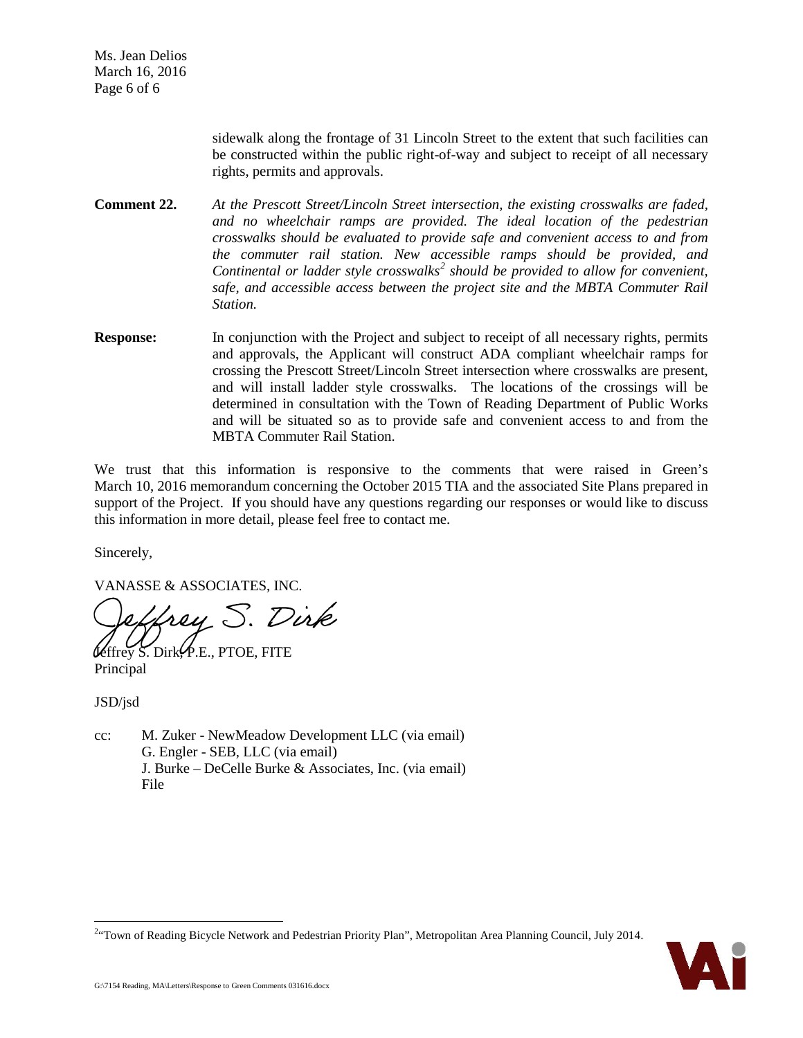sidewalk along the frontage of 31 Lincoln Street to the extent that such facilities can be constructed within the public right-of-way and subject to receipt of all necessary rights, permits and approvals.

**Comment 22.** *At the Prescott Street/Lincoln Street intersection, the existing crosswalks are faded, and no wheelchair ramps are provided. The ideal location of the pedestrian crosswalks should be evaluated to provide safe and convenient access to and from the commuter rail station. New accessible ramps should be provided, and Continental or ladder style crosswalks[2] should be provided to allow for convenient, safe, and accessible access between the project site and the MBTA Commuter Rail Station.*

**Response:** In conjunction with the Project and subject to receipt of all necessary rights, permits and approvals, the Applicant will construct ADA compliant wheelchair ramps for crossing the Prescott Street/Lincoln Street intersection where crosswalks are present, and will install ladder style crosswalks. The locations of the crossings will be determined in consultation with the Town of Reading Department of Public Works and will be situated so as to provide safe and convenient access to and from the MBTA Commuter Rail Station.

We trust that this information is responsive to the comments that were raised in Green's March 10, 2016 memorandum concerning the October 2015 TIA and the associated Site Plans prepared in support of the Project. If you should have any questions regarding our responses or would like to discuss this information in more detail, please feel free to contact me.

Sincerely,

VANASSE & ASSOCIATES, INC.

Jeffrey S. Dirk, P.E., PTOE, FITE
Principal

JSD/jsd

cc: M. Zuker - NewMeadow Development LLC (via email)
G. Engler - SEB, LLC (via email)
J. Burke – DeCelle Burke & Associates, Inc. (via email)
File

---

[2] "Town of Reading Bicycle Network and Pedestrian Priority Plan", Metropolitan Area Planning Council, July 2014.

G:\7154 Reading, MA\Letters\Response to Green Comments 031616.docx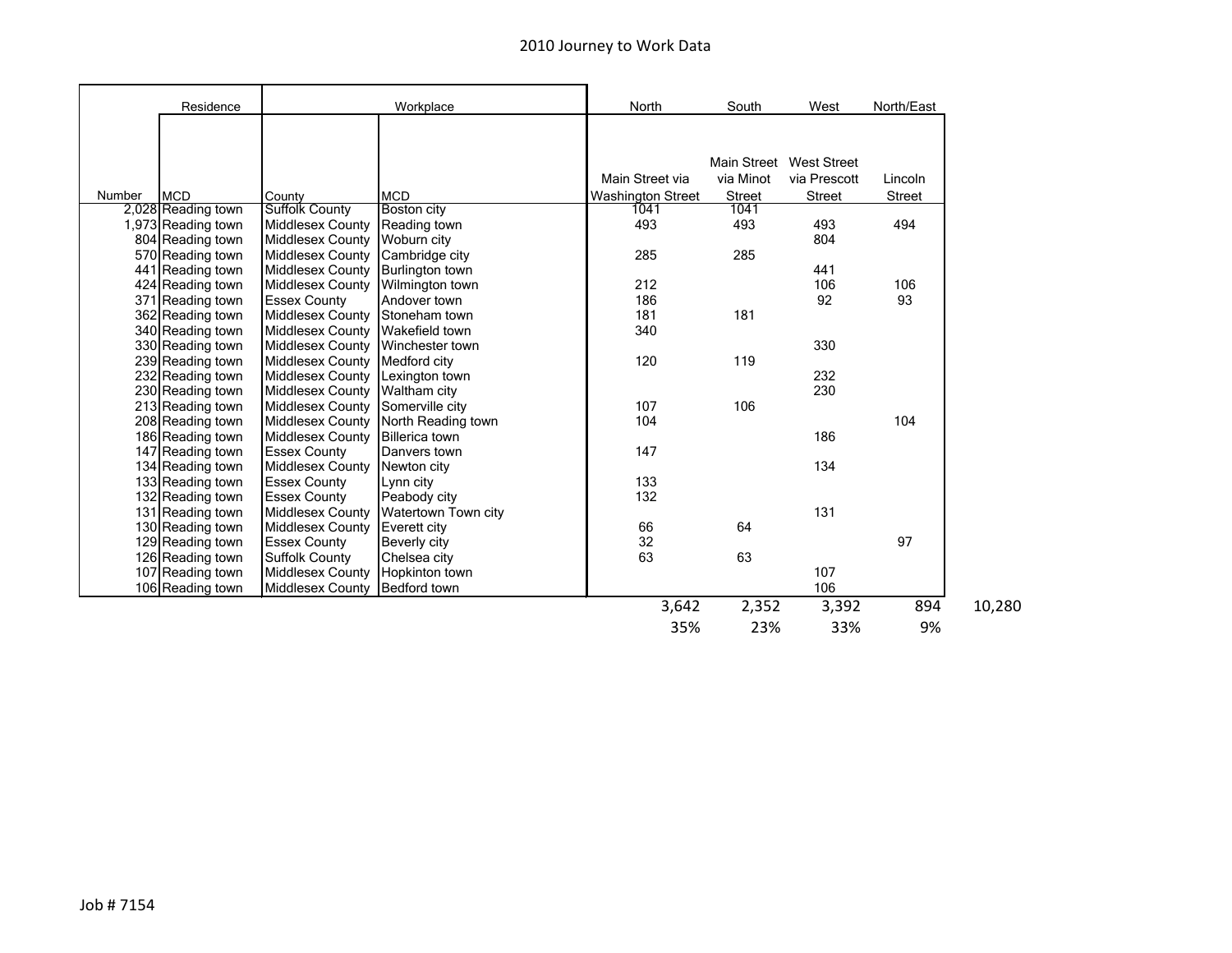# 2010 Journey to Work Data

| | Residence | Workplace | | North | South | West | North/East | |
|---|---|---|---|---|---|---|---|---|
| Number | MCD | County | MCD | Main Street via Washington Street | Main Street via Minot Street | West Street via Prescott Street | Lincoln Street | |
| 2,028 | Reading town | Suffolk County | Boston city | 1041 | 1041 | | | |
| 1,973 | Reading town | Middlesex County | Reading town | 493 | 493 | 493 | 494 | |
| 804 | Reading town | Middlesex County | Woburn city | | | 804 | | |
| 570 | Reading town | Middlesex County | Cambridge city | 285 | 285 | | | |
| 441 | Reading town | Middlesex County | Burlington town | | | 441 | | |
| 424 | Reading town | Middlesex County | Wilmington town | 212 | | 106 | 106 | |
| 371 | Reading town | Essex County | Andover town | 186 | | 92 | 93 | |
| 362 | Reading town | Middlesex County | Stoneham town | 181 | 181 | | | |
| 340 | Reading town | Middlesex County | Wakefield town | 340 | | | | |
| 330 | Reading town | Middlesex County | Winchester town | | | 330 | | |
| 239 | Reading town | Middlesex County | Medford city | 120 | 119 | | | |
| 232 | Reading town | Middlesex County | Lexington town | | | 232 | | |
| 230 | Reading town | Middlesex County | Waltham city | | | 230 | | |
| 213 | Reading town | Middlesex County | Somerville city | 107 | 106 | | | |
| 208 | Reading town | Middlesex County | North Reading town | 104 | | | 104 | |
| 186 | Reading town | Middlesex County | Billerica town | | | 186 | | |
| 147 | Reading town | Essex County | Danvers town | 147 | | | | |
| 134 | Reading town | Middlesex County | Newton city | | | 134 | | |
| 133 | Reading town | Essex County | Lynn city | 133 | | | | |
| 132 | Reading town | Essex County | Peabody city | 132 | | | | |
| 131 | Reading town | Middlesex County | Watertown Town city | | | 131 | | |
| 130 | Reading town | Middlesex County | Everett city | 66 | 64 | | | |
| 129 | Reading town | Essex County | Beverly city | 32 | | | 97 | |
| 126 | Reading town | Suffolk County | Chelsea city | 63 | 63 | | | |
| 107 | Reading town | Middlesex County | Hopkinton town | | | 107 | | |
| 106 | Reading town | Middlesex County | Bedford town | | | 106 | | |
| | | | | 3,642 | 2,352 | 3,392 | 894 | 10,280 |
| | | | | 35% | 23% | 33% | 9% | |